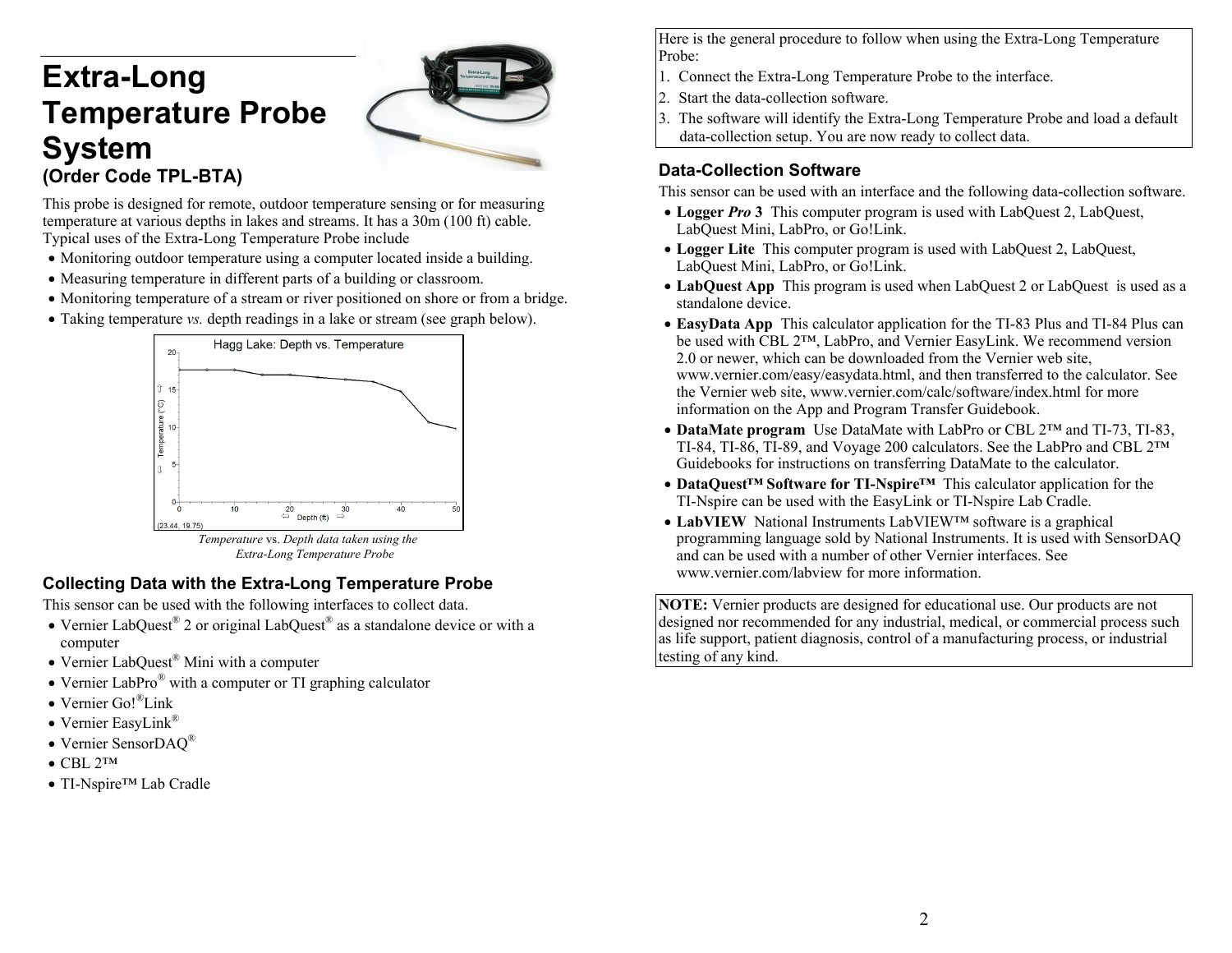# Extra-Long Temperature Probe System

### (Order Code TPL-BTA)

This probe is designed for remote, outdoor temperature sensing or for measuring temperature at various depths in lakes and streams. It has a 30m (100 ft) cable. Typical uses of the Extra-Long Temperature Probe include

- Monitoring outdoor temperature using a computer located inside a building.
- Measuring temperature in different parts of a building or classroom.
- Monitoring temperature of a stream or river positioned on shore or from a bridge.
- Taking temperature *vs.* depth readings in a lake or stream (see graph below).

*Temperature* vs. *Depth data taken using the Extra-Long Temperature Probe*

## Collecting Data with the Extra-Long Temperature Probe

This sensor can be used with the following interfaces to collect data.

- Vernier LabQuest® 2 or original LabQuest® as a standalone device or with a computer
- Vernier LabQuest® Mini with a computer
- Vernier LabPro® with a computer or TI graphing calculator
- Vernier Go!®Link
- Vernier EasyLink®
- Vernier SensorDAQ®
- CBL 2™
- TI-Nspire™ Lab Cradle

Here is the general procedure to follow when using the Extra-Long Temperature Probe:

1. Connect the Extra-Long Temperature Probe to the interface.
2. Start the data-collection software.
3. The software will identify the Extra-Long Temperature Probe and load a default data-collection setup. You are now ready to collect data.

## Data-Collection Software

This sensor can be used with an interface and the following data-collection software.

- **Logger *Pro* 3** This computer program is used with LabQuest 2, LabQuest, LabQuest Mini, LabPro, or Go!Link.
- **Logger Lite** This computer program is used with LabQuest 2, LabQuest, LabQuest Mini, LabPro, or Go!Link.
- **LabQuest App** This program is used when LabQuest 2 or LabQuest is used as a standalone device.
- **EasyData App** This calculator application for the TI-83 Plus and TI-84 Plus can be used with CBL 2™, LabPro, and Vernier EasyLink. We recommend version 2.0 or newer, which can be downloaded from the Vernier web site, www.vernier.com/easy/easydata.html, and then transferred to the calculator. See the Vernier web site, www.vernier.com/calc/software/index.html for more information on the App and Program Transfer Guidebook.
- **DataMate program** Use DataMate with LabPro or CBL 2™ and TI-73, TI-83, TI-84, TI-86, TI-89, and Voyage 200 calculators. See the LabPro and CBL 2™ Guidebooks for instructions on transferring DataMate to the calculator.
- **DataQuest™ Software for TI-Nspire™** This calculator application for the TI-Nspire can be used with the EasyLink or TI-Nspire Lab Cradle.
- **LabVIEW** National Instruments LabVIEW™ software is a graphical programming language sold by National Instruments. It is used with SensorDAQ and can be used with a number of other Vernier interfaces. See www.vernier.com/labview for more information.

**NOTE:** Vernier products are designed for educational use. Our products are not designed nor recommended for any industrial, medical, or commercial process such as life support, patient diagnosis, control of a manufacturing process, or industrial testing of any kind.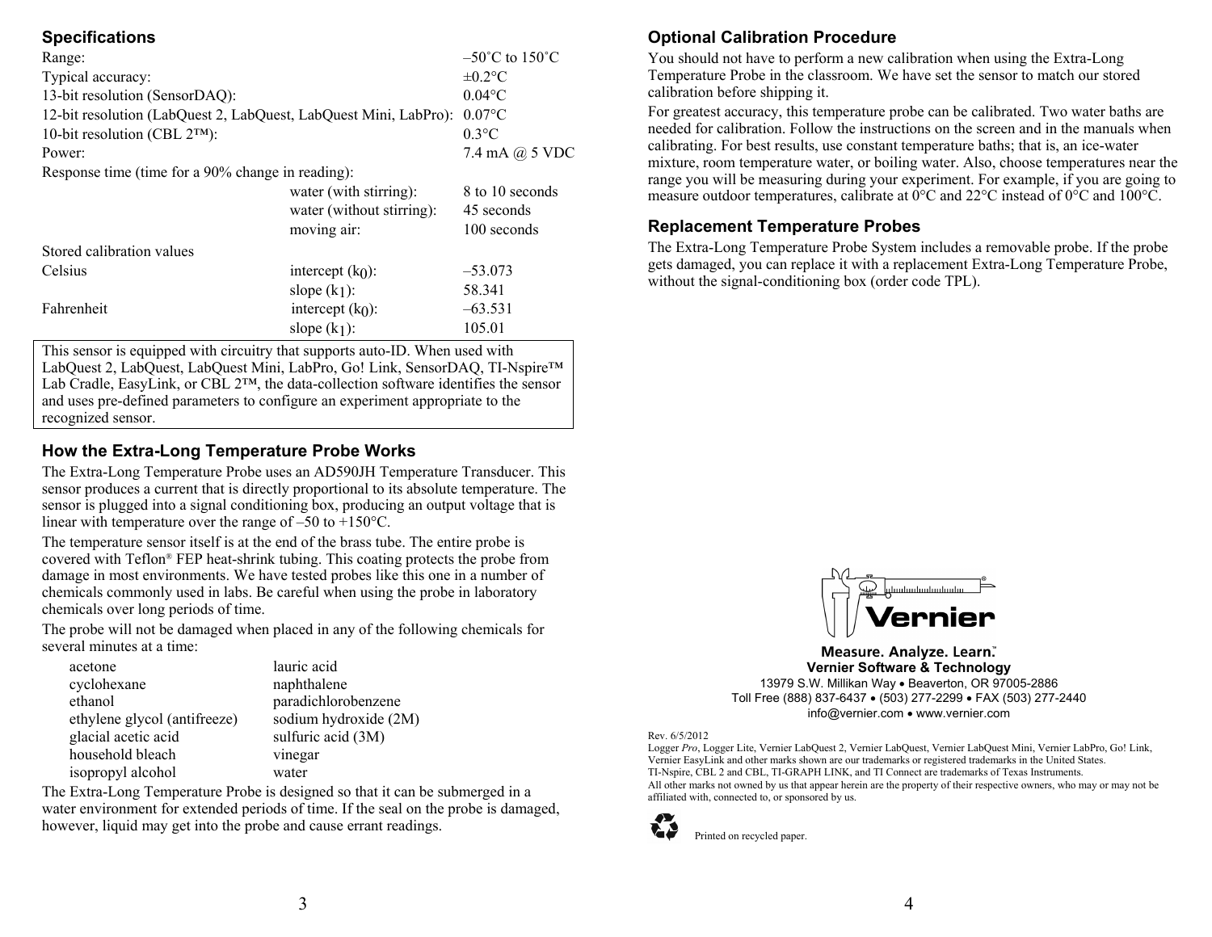## Specifications

| | | |
|---|---|---|
| Range: | | –50˚C to 150˚C |
| Typical accuracy: | | ±0.2°C |
| 13-bit resolution (SensorDAQ): | | 0.04°C |
| 12-bit resolution (LabQuest 2, LabQuest, LabQuest Mini, LabPro): | | 0.07°C |
| 10-bit resolution (CBL 2™): | | 0.3°C |
| Power: | | 7.4 mA @ 5 VDC |
| Response time (time for a 90% change in reading): | | |
| | water (with stirring): | 8 to 10 seconds |
| | water (without stirring): | 45 seconds |
| | moving air: | 100 seconds |
| Stored calibration values | | |
| Celsius | intercept ($k_0$): | –53.073 |
| | slope ($k_1$): | 58.341 |
| Fahrenheit | intercept ($k_0$): | –63.531 |
| | slope ($k_1$): | 105.01 |

This sensor is equipped with circuitry that supports auto-ID. When used with LabQuest 2, LabQuest, LabQuest Mini, LabPro, Go! Link, SensorDAQ, TI-Nspire™ Lab Cradle, EasyLink, or CBL 2™, the data-collection software identifies the sensor and uses pre-defined parameters to configure an experiment appropriate to the recognized sensor.

## How the Extra-Long Temperature Probe Works

The Extra-Long Temperature Probe uses an AD590JH Temperature Transducer. This sensor produces a current that is directly proportional to its absolute temperature. The sensor is plugged into a signal conditioning box, producing an output voltage that is linear with temperature over the range of –50 to +150°C.

The temperature sensor itself is at the end of the brass tube. The entire probe is covered with Teflon® FEP heat-shrink tubing. This coating protects the probe from damage in most environments. We have tested probes like this one in a number of chemicals commonly used in labs. Be careful when using the probe in laboratory chemicals over long periods of time.

The probe will not be damaged when placed in any of the following chemicals for several minutes at a time:

| | |
|---|---|
| acetone | lauric acid |
| cyclohexane | naphthalene |
| ethanol | paradichlorobenzene |
| ethylene glycol (antifreeze) | sodium hydroxide (2M) |
| glacial acetic acid | sulfuric acid (3M) |
| household bleach | vinegar |
| isopropyl alcohol | water |

The Extra-Long Temperature Probe is designed so that it can be submerged in a water environment for extended periods of time. If the seal on the probe is damaged, however, liquid may get into the probe and cause errant readings.

## Optional Calibration Procedure

You should not have to perform a new calibration when using the Extra-Long Temperature Probe in the classroom. We have set the sensor to match our stored calibration before shipping it.

For greatest accuracy, this temperature probe can be calibrated. Two water baths are needed for calibration. Follow the instructions on the screen and in the manuals when calibrating. For best results, use constant temperature baths; that is, an ice-water mixture, room temperature water, or boiling water. Also, choose temperatures near the range you will be measuring during your experiment. For example, if you are going to measure outdoor temperatures, calibrate at 0°C and 22°C instead of 0°C and 100°C.

## Replacement Temperature Probes

The Extra-Long Temperature Probe System includes a removable probe. If the probe gets damaged, you can replace it with a replacement Extra-Long Temperature Probe, without the signal-conditioning box (order code TPL).

Vernier

**Measure. Analyze. Learn.™**

**Vernier Software & Technology**

13979 S.W. Millikan Way • Beaverton, OR 97005-2886

Toll Free (888) 837-6437 • (503) 277-2299 • FAX (503) 277-2440

info@vernier.com • www.vernier.com

Rev. 6/5/2012

Logger *Pro*, Logger Lite, Vernier LabQuest 2, Vernier LabQuest, Vernier LabQuest Mini, Vernier LabPro, Go! Link, Vernier EasyLink and other marks shown are our trademarks or registered trademarks in the United States.

TI-Nspire, CBL 2 and CBL, TI-GRAPH LINK, and TI Connect are trademarks of Texas Instruments.

All other marks not owned by us that appear herein are the property of their respective owners, who may or may not be affiliated with, connected to, or sponsored by us.

Printed on recycled paper.